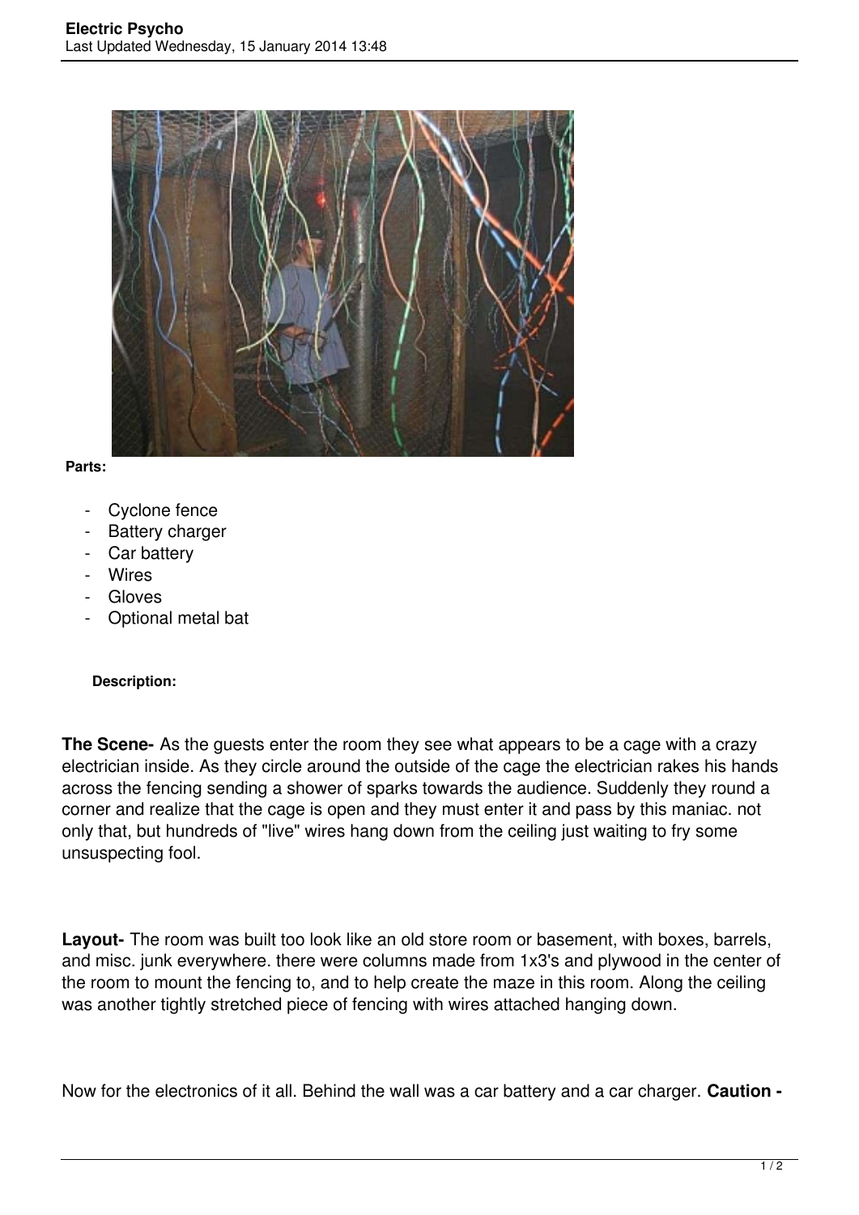**Parts:**

- Cyclone fence
- Battery charger
- Car battery
- Wires
- Gloves
- Optional metal bat

**Description:**

**The Scene-** As the guests enter the room they see what appears to be a cage with a crazy electrician inside. As they circle around the outside of the cage the electrician rakes his hands across the fencing sending a shower of sparks towards the audience. Suddenly they round a corner and realize that the cage is open and they must enter it and pass by this maniac. not only that, but hundreds of "live" wires hang down from the ceiling just waiting to fry some unsuspecting fool.

**Layout-** The room was built too look like an old store room or basement, with boxes, barrels, and misc. junk everywhere. there were columns made from 1x3's and plywood in the center of the room to mount the fencing to, and to help create the maze in this room. Along the ceiling was another tightly stretched piece of fencing with wires attached hanging down.

Now for the electronics of it all. Behind the wall was a car battery and a car charger. **Caution -**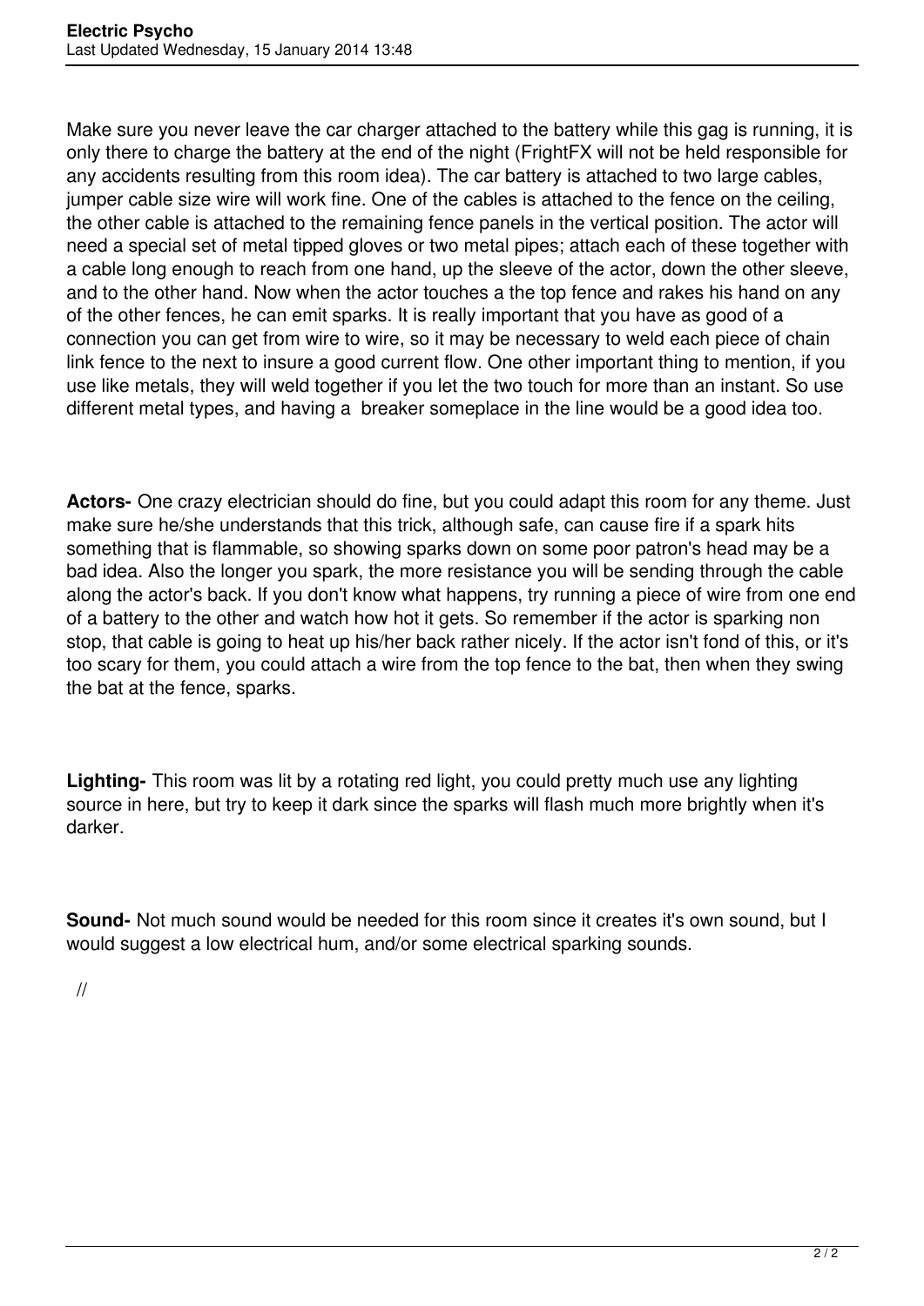Make sure you never leave the car charger attached to the battery while this gag is running, it is only there to charge the battery at the end of the night (FrightFX will not be held responsible for any accidents resulting from this room idea). The car battery is attached to two large cables, jumper cable size wire will work fine. One of the cables is attached to the fence on the ceiling, the other cable is attached to the remaining fence panels in the vertical position. The actor will need a special set of metal tipped gloves or two metal pipes; attach each of these together with a cable long enough to reach from one hand, up the sleeve of the actor, down the other sleeve, and to the other hand. Now when the actor touches a the top fence and rakes his hand on any of the other fences, he can emit sparks. It is really important that you have as good of a connection you can get from wire to wire, so it may be necessary to weld each piece of chain link fence to the next to insure a good current flow. One other important thing to mention, if you use like metals, they will weld together if you let the two touch for more than an instant. So use different metal types, and having a breaker someplace in the line would be a good idea too.

**Actors-** One crazy electrician should do fine, but you could adapt this room for any theme. Just make sure he/she understands that this trick, although safe, can cause fire if a spark hits something that is flammable, so showing sparks down on some poor patron's head may be a bad idea. Also the longer you spark, the more resistance you will be sending through the cable along the actor's back. If you don't know what happens, try running a piece of wire from one end of a battery to the other and watch how hot it gets. So remember if the actor is sparking non stop, that cable is going to heat up his/her back rather nicely. If the actor isn't fond of this, or it's too scary for them, you could attach a wire from the top fence to the bat, then when they swing the bat at the fence, sparks.

**Lighting-** This room was lit by a rotating red light, you could pretty much use any lighting source in here, but try to keep it dark since the sparks will flash much more brightly when it's darker.

**Sound-** Not much sound would be needed for this room since it creates it's own sound, but I would suggest a low electrical hum, and/or some electrical sparking sounds.

//